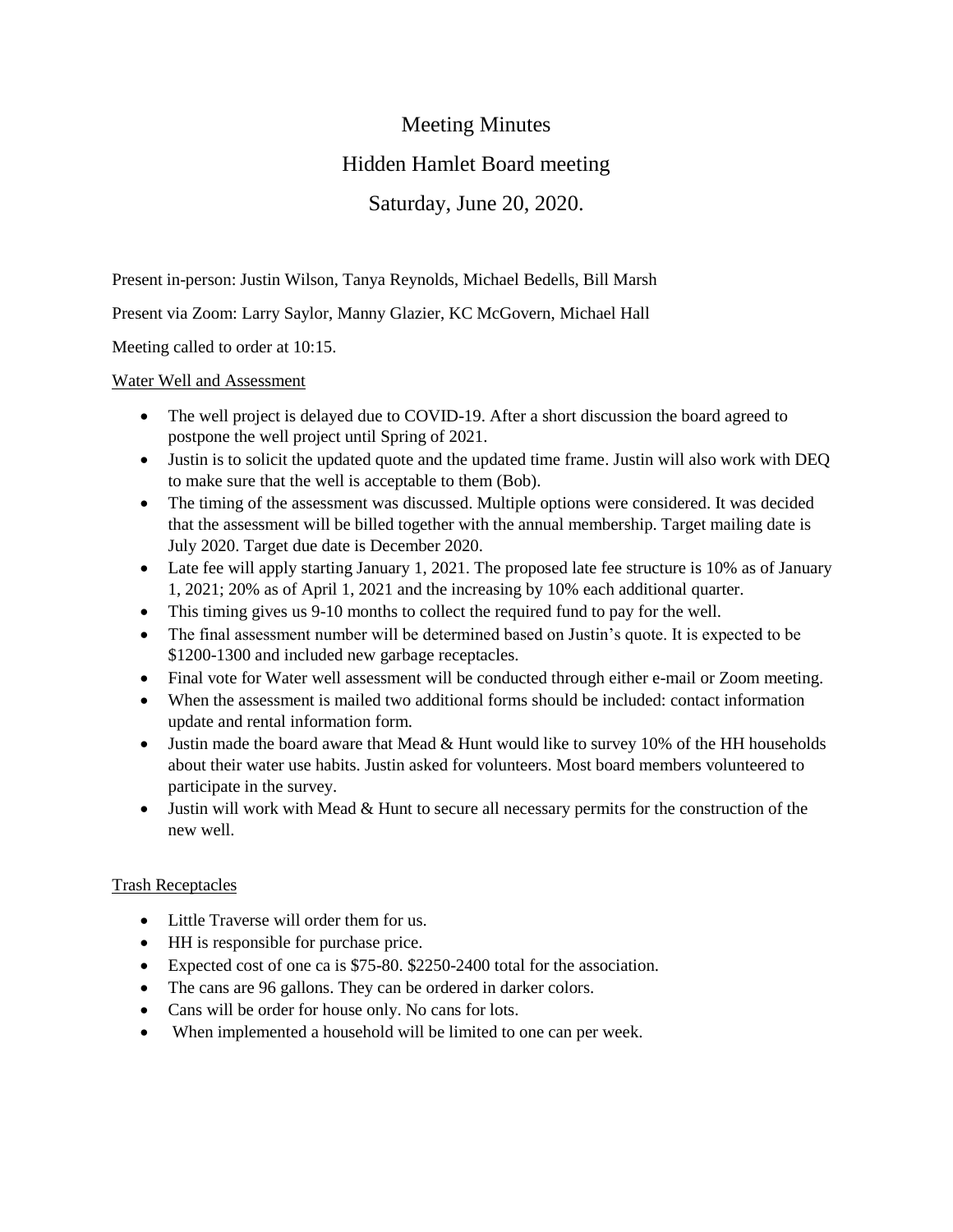# Meeting Minutes

## Hidden Hamlet Board meeting

## Saturday, June 20, 2020.

Present in-person: Justin Wilson, Tanya Reynolds, Michael Bedells, Bill Marsh

Present via Zoom: Larry Saylor, Manny Glazier, KC McGovern, Michael Hall

Meeting called to order at 10:15.

<u>Water Well and Assessment</u>

- The well project is delayed due to COVID-19. After a short discussion the board agreed to postpone the well project until Spring of 2021.
- Justin is to solicit the updated quote and the updated time frame. Justin will also work with DEQ to make sure that the well is acceptable to them (Bob).
- The timing of the assessment was discussed. Multiple options were considered. It was decided that the assessment will be billed together with the annual membership. Target mailing date is July 2020. Target due date is December 2020.
- Late fee will apply starting January 1, 2021. The proposed late fee structure is 10% as of January 1, 2021; 20% as of April 1, 2021 and the increasing by 10% each additional quarter.
- This timing gives us 9-10 months to collect the required fund to pay for the well.
- The final assessment number will be determined based on Justin's quote. It is expected to be $1200-1300 and included new garbage receptacles.
- Final vote for Water well assessment will be conducted through either e-mail or Zoom meeting.
- When the assessment is mailed two additional forms should be included: contact information update and rental information form.
- Justin made the board aware that Mead & Hunt would like to survey 10% of the HH households about their water use habits. Justin asked for volunteers. Most board members volunteered to participate in the survey.
- Justin will work with Mead & Hunt to secure all necessary permits for the construction of the new well.

<u>Trash Receptacles</u>

- Little Traverse will order them for us.
- HH is responsible for purchase price.
- Expected cost of one ca is $75-80. $2250-2400 total for the association.
- The cans are 96 gallons. They can be ordered in darker colors.
- Cans will be order for house only. No cans for lots.
- When implemented a household will be limited to one can per week.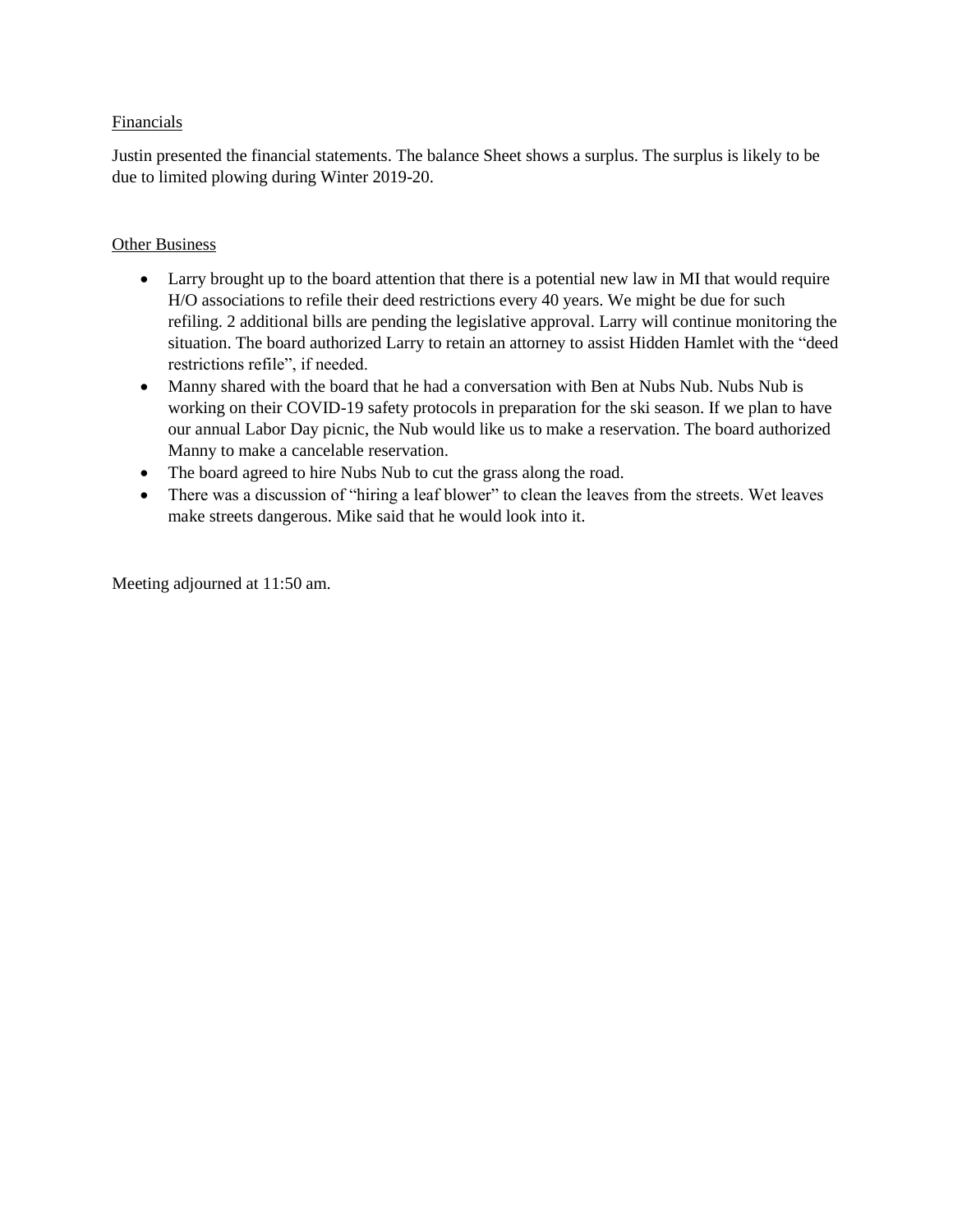Financials

Justin presented the financial statements. The balance Sheet shows a surplus. The surplus is likely to be due to limited plowing during Winter 2019-20.

Other Business

- Larry brought up to the board attention that there is a potential new law in MI that would require H/O associations to refile their deed restrictions every 40 years. We might be due for such refiling. 2 additional bills are pending the legislative approval. Larry will continue monitoring the situation. The board authorized Larry to retain an attorney to assist Hidden Hamlet with the "deed restrictions refile", if needed.
- Manny shared with the board that he had a conversation with Ben at Nubs Nub. Nubs Nub is working on their COVID-19 safety protocols in preparation for the ski season. If we plan to have our annual Labor Day picnic, the Nub would like us to make a reservation. The board authorized Manny to make a cancelable reservation.
- The board agreed to hire Nubs Nub to cut the grass along the road.
- There was a discussion of "hiring a leaf blower" to clean the leaves from the streets. Wet leaves make streets dangerous. Mike said that he would look into it.

Meeting adjourned at 11:50 am.